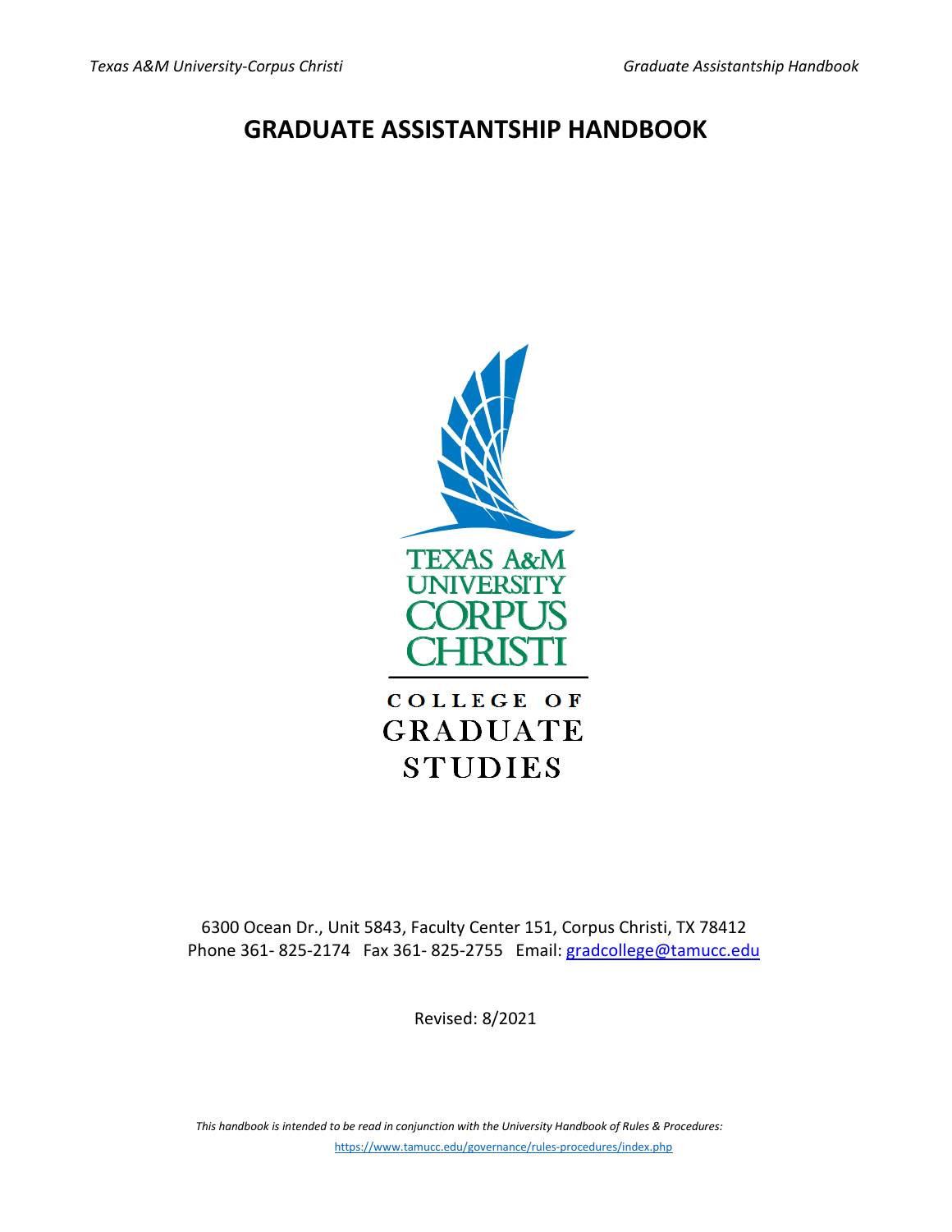# GRADUATE ASSISTANTSHIP HANDBOOK

TEXAS A&M UNIVERSITY CORPUS CHRISTI

COLLEGE OF GRADUATE STUDIES

6300 Ocean Dr., Unit 5843, Faculty Center 151, Corpus Christi, TX 78412
Phone 361- 825-2174 Fax 361- 825-2755 Email: gradcollege@tamucc.edu

Revised: 8/2021

*This handbook is intended to be read in conjunction with the University Handbook of Rules & Procedures:*
https://www.tamucc.edu/governance/rules-procedures/index.php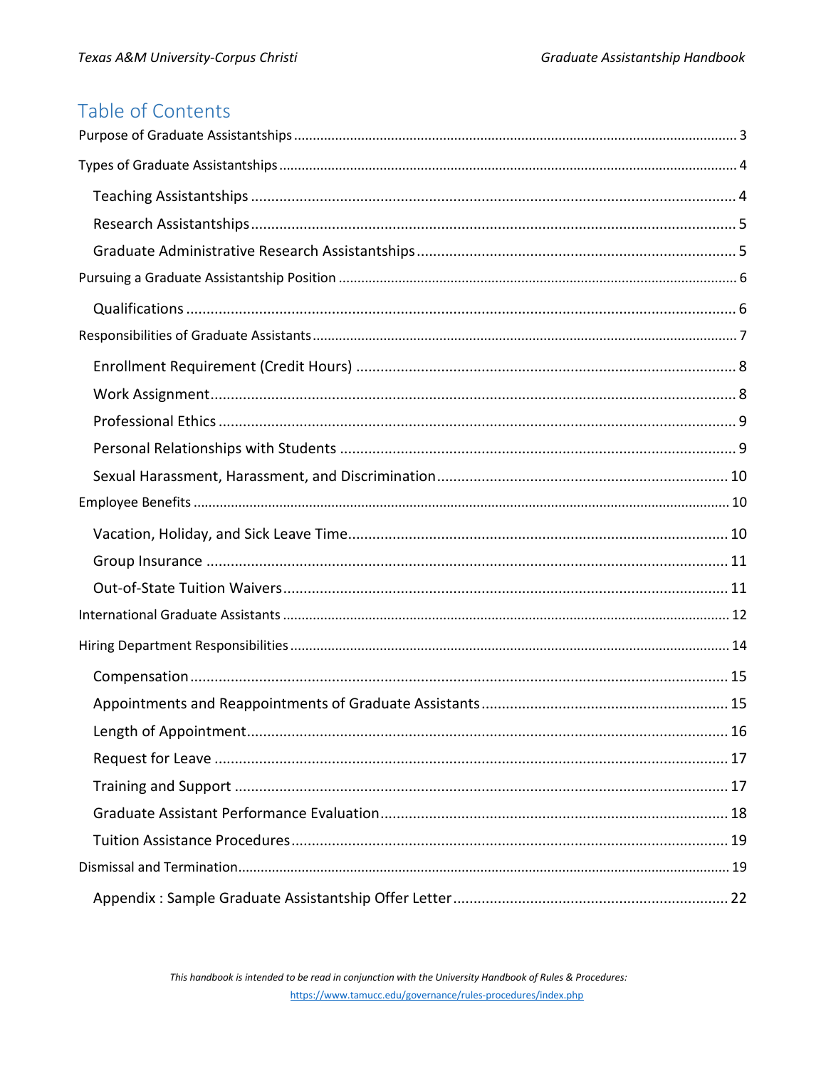## Table of Contents

Purpose of Graduate Assistantships ........ 3

Types of Graduate Assistantships ........ 4

- Teaching Assistantships ........ 4
- Research Assistantships ........ 5
- Graduate Administrative Research Assistantships ........ 5

Pursuing a Graduate Assistantship Position ........ 6

- Qualifications ........ 6

Responsibilities of Graduate Assistants ........ 7

- Enrollment Requirement (Credit Hours) ........ 8
- Work Assignment ........ 8
- Professional Ethics ........ 9
- Personal Relationships with Students ........ 9
- Sexual Harassment, Harassment, and Discrimination ........ 10

Employee Benefits ........ 10

- Vacation, Holiday, and Sick Leave Time ........ 10
- Group Insurance ........ 11
- Out-of-State Tuition Waivers ........ 11

International Graduate Assistants ........ 12

Hiring Department Responsibilities ........ 14

- Compensation ........ 15
- Appointments and Reappointments of Graduate Assistants ........ 15
- Length of Appointment ........ 16
- Request for Leave ........ 17
- Training and Support ........ 17
- Graduate Assistant Performance Evaluation ........ 18
- Tuition Assistance Procedures ........ 19

Dismissal and Termination ........ 19

- Appendix : Sample Graduate Assistantship Offer Letter ........ 22

*This handbook is intended to be read in conjunction with the University Handbook of Rules & Procedures:*
https://www.tamucc.edu/governance/rules-procedures/index.php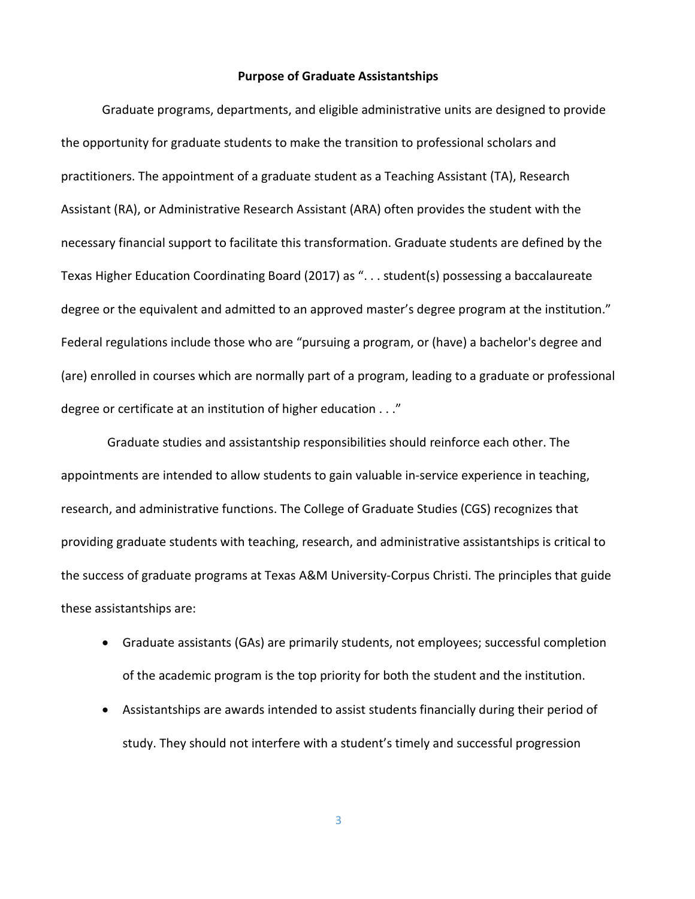## Purpose of Graduate Assistantships

Graduate programs, departments, and eligible administrative units are designed to provide the opportunity for graduate students to make the transition to professional scholars and practitioners. The appointment of a graduate student as a Teaching Assistant (TA), Research Assistant (RA), or Administrative Research Assistant (ARA) often provides the student with the necessary financial support to facilitate this transformation. Graduate students are defined by the Texas Higher Education Coordinating Board (2017) as ". . . student(s) possessing a baccalaureate degree or the equivalent and admitted to an approved master's degree program at the institution." Federal regulations include those who are "pursuing a program, or (have) a bachelor's degree and (are) enrolled in courses which are normally part of a program, leading to a graduate or professional degree or certificate at an institution of higher education . . ."

Graduate studies and assistantship responsibilities should reinforce each other. The appointments are intended to allow students to gain valuable in-service experience in teaching, research, and administrative functions. The College of Graduate Studies (CGS) recognizes that providing graduate students with teaching, research, and administrative assistantships is critical to the success of graduate programs at Texas A&M University-Corpus Christi. The principles that guide these assistantships are:

- Graduate assistants (GAs) are primarily students, not employees; successful completion of the academic program is the top priority for both the student and the institution.
- Assistantships are awards intended to assist students financially during their period of study. They should not interfere with a student's timely and successful progression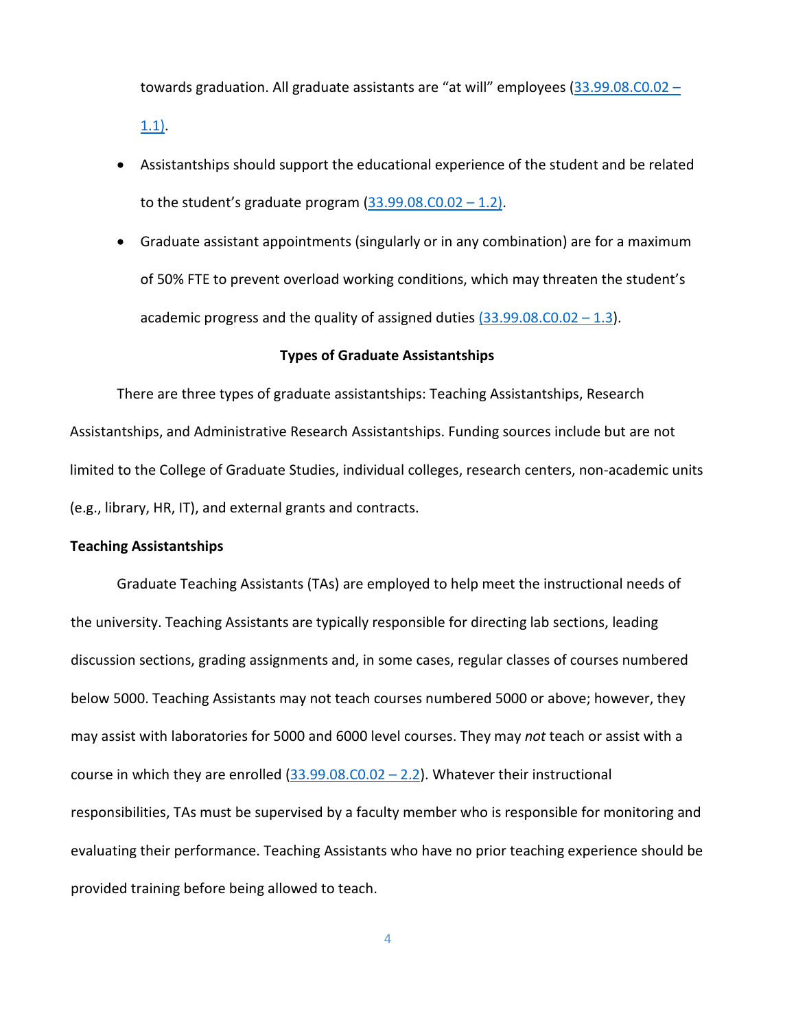towards graduation. All graduate assistants are "at will" employees (33.99.08.C0.02 – 1.1).

- Assistantships should support the educational experience of the student and be related to the student's graduate program (33.99.08.C0.02 – 1.2).
- Graduate assistant appointments (singularly or in any combination) are for a maximum of 50% FTE to prevent overload working conditions, which may threaten the student's academic progress and the quality of assigned duties (33.99.08.C0.02 – 1.3).

## Types of Graduate Assistantships

There are three types of graduate assistantships: Teaching Assistantships, Research Assistantships, and Administrative Research Assistantships. Funding sources include but are not limited to the College of Graduate Studies, individual colleges, research centers, non-academic units (e.g., library, HR, IT), and external grants and contracts.

### Teaching Assistantships

Graduate Teaching Assistants (TAs) are employed to help meet the instructional needs of the university. Teaching Assistants are typically responsible for directing lab sections, leading discussion sections, grading assignments and, in some cases, regular classes of courses numbered below 5000. Teaching Assistants may not teach courses numbered 5000 or above; however, they may assist with laboratories for 5000 and 6000 level courses. They may *not* teach or assist with a course in which they are enrolled (33.99.08.C0.02 – 2.2). Whatever their instructional responsibilities, TAs must be supervised by a faculty member who is responsible for monitoring and evaluating their performance. Teaching Assistants who have no prior teaching experience should be provided training before being allowed to teach.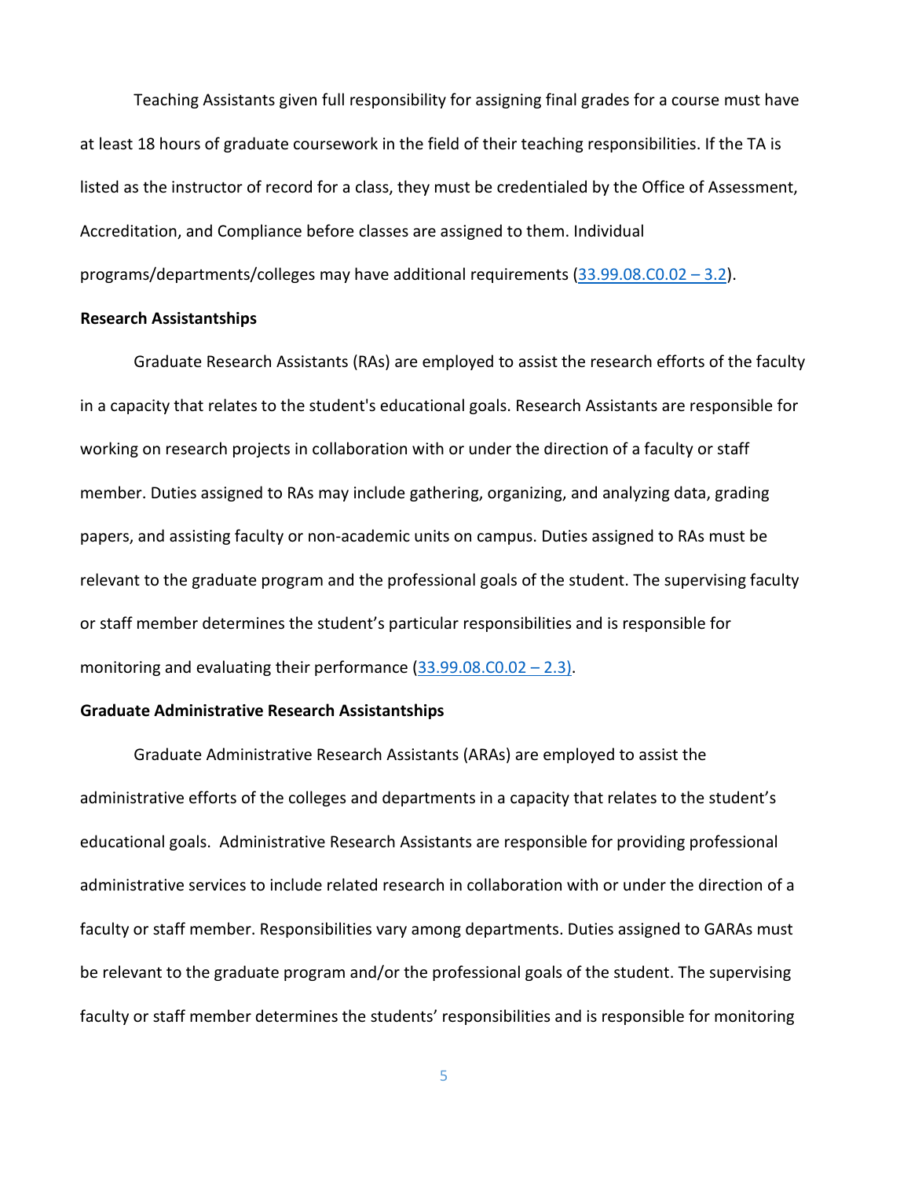Teaching Assistants given full responsibility for assigning final grades for a course must have at least 18 hours of graduate coursework in the field of their teaching responsibilities. If the TA is listed as the instructor of record for a class, they must be credentialed by the Office of Assessment, Accreditation, and Compliance before classes are assigned to them. Individual programs/departments/colleges may have additional requirements (33.99.08.C0.02 – 3.2).

**Research Assistantships**

Graduate Research Assistants (RAs) are employed to assist the research efforts of the faculty in a capacity that relates to the student's educational goals. Research Assistants are responsible for working on research projects in collaboration with or under the direction of a faculty or staff member. Duties assigned to RAs may include gathering, organizing, and analyzing data, grading papers, and assisting faculty or non-academic units on campus. Duties assigned to RAs must be relevant to the graduate program and the professional goals of the student. The supervising faculty or staff member determines the student's particular responsibilities and is responsible for monitoring and evaluating their performance (33.99.08.C0.02 – 2.3).

**Graduate Administrative Research Assistantships**

Graduate Administrative Research Assistants (ARAs) are employed to assist the administrative efforts of the colleges and departments in a capacity that relates to the student's educational goals. Administrative Research Assistants are responsible for providing professional administrative services to include related research in collaboration with or under the direction of a faculty or staff member. Responsibilities vary among departments. Duties assigned to GARAs must be relevant to the graduate program and/or the professional goals of the student. The supervising faculty or staff member determines the students' responsibilities and is responsible for monitoring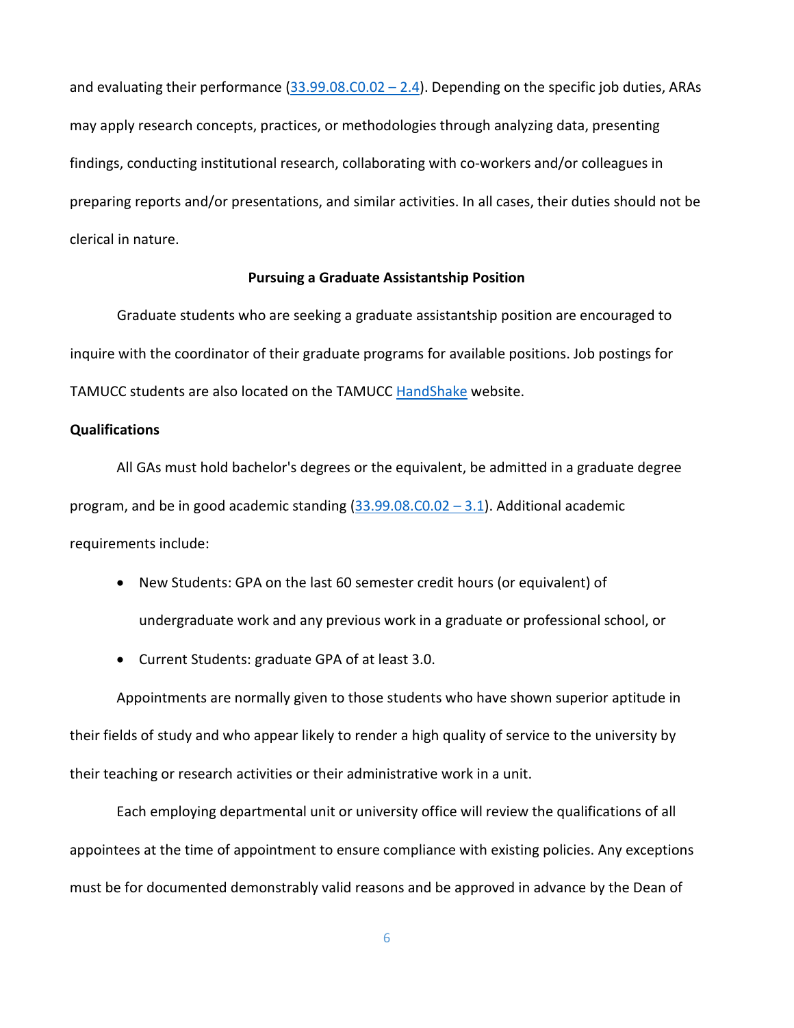and evaluating their performance ([33.99.08.C0.02 – 2.4]()). Depending on the specific job duties, ARAs may apply research concepts, practices, or methodologies through analyzing data, presenting findings, conducting institutional research, collaborating with co-workers and/or colleagues in preparing reports and/or presentations, and similar activities. In all cases, their duties should not be clerical in nature.

## Pursuing a Graduate Assistantship Position

Graduate students who are seeking a graduate assistantship position are encouraged to inquire with the coordinator of their graduate programs for available positions. Job postings for TAMUCC students are also located on the TAMUCC [HandShake]() website.

### Qualifications

All GAs must hold bachelor's degrees or the equivalent, be admitted in a graduate degree program, and be in good academic standing ([33.99.08.C0.02 – 3.1]()). Additional academic requirements include:

- New Students: GPA on the last 60 semester credit hours (or equivalent) of undergraduate work and any previous work in a graduate or professional school, or
- Current Students: graduate GPA of at least 3.0.

Appointments are normally given to those students who have shown superior aptitude in their fields of study and who appear likely to render a high quality of service to the university by their teaching or research activities or their administrative work in a unit.

Each employing departmental unit or university office will review the qualifications of all appointees at the time of appointment to ensure compliance with existing policies. Any exceptions must be for documented demonstrably valid reasons and be approved in advance by the Dean of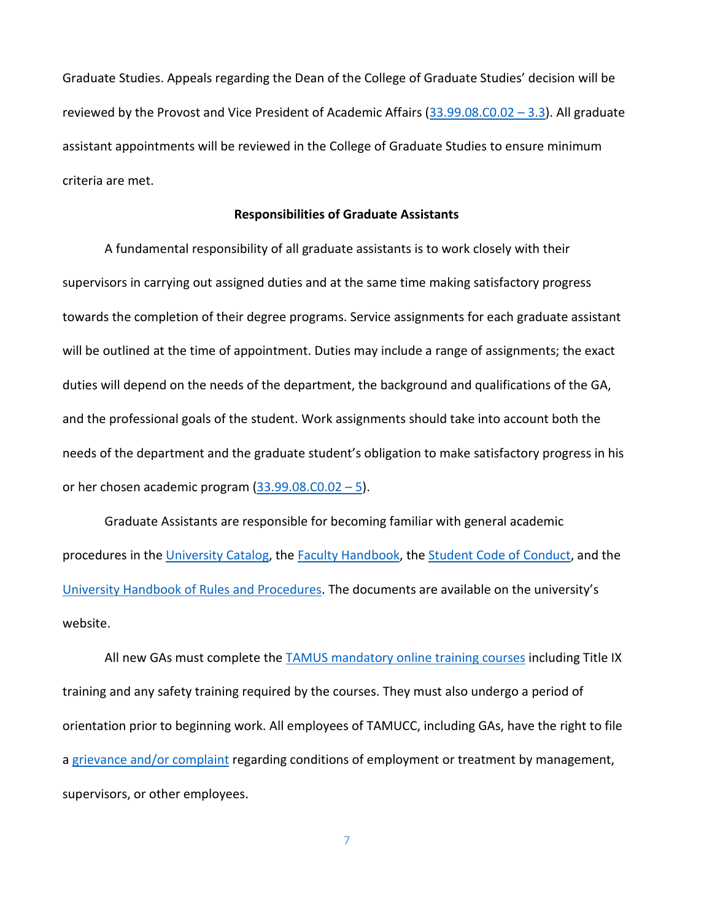Graduate Studies. Appeals regarding the Dean of the College of Graduate Studies' decision will be reviewed by the Provost and Vice President of Academic Affairs (33.99.08.C0.02 – 3.3). All graduate assistant appointments will be reviewed in the College of Graduate Studies to ensure minimum criteria are met.

**Responsibilities of Graduate Assistants**

A fundamental responsibility of all graduate assistants is to work closely with their supervisors in carrying out assigned duties and at the same time making satisfactory progress towards the completion of their degree programs. Service assignments for each graduate assistant will be outlined at the time of appointment. Duties may include a range of assignments; the exact duties will depend on the needs of the department, the background and qualifications of the GA, and the professional goals of the student. Work assignments should take into account both the needs of the department and the graduate student's obligation to make satisfactory progress in his or her chosen academic program (33.99.08.C0.02 – 5).

Graduate Assistants are responsible for becoming familiar with general academic procedures in the University Catalog, the Faculty Handbook, the Student Code of Conduct, and the University Handbook of Rules and Procedures. The documents are available on the university's website.

All new GAs must complete the TAMUS mandatory online training courses including Title IX training and any safety training required by the courses. They must also undergo a period of orientation prior to beginning work. All employees of TAMUCC, including GAs, have the right to file a grievance and/or complaint regarding conditions of employment or treatment by management, supervisors, or other employees.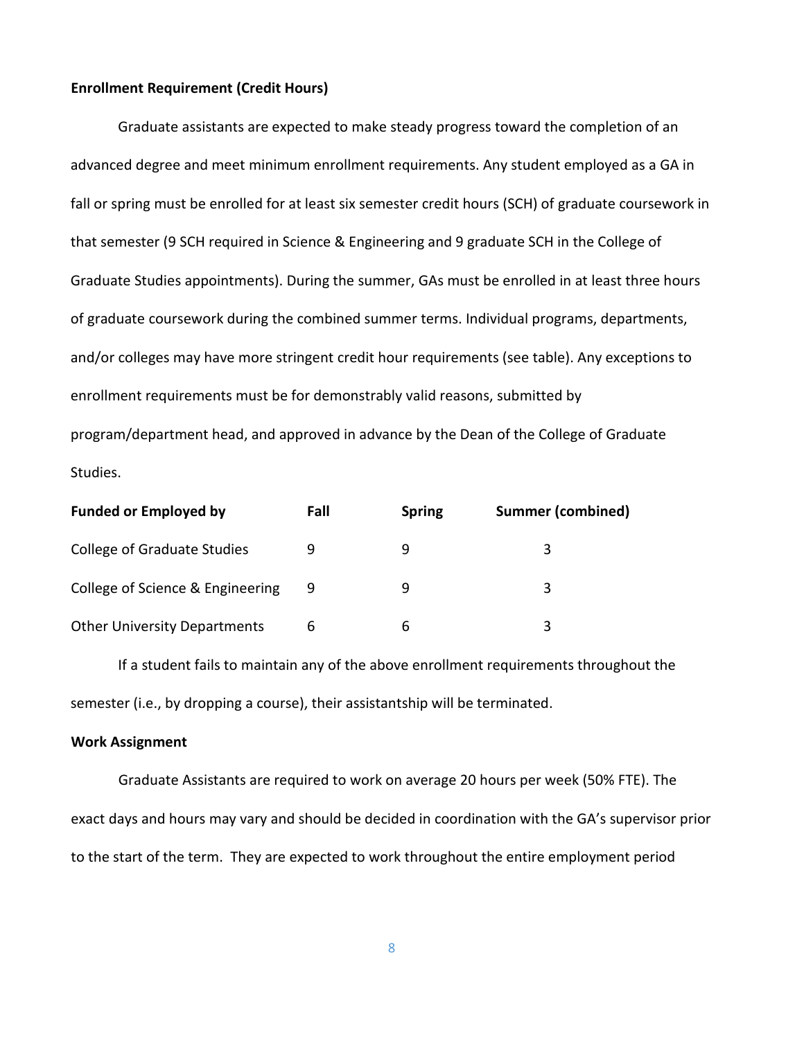**Enrollment Requirement (Credit Hours)**

Graduate assistants are expected to make steady progress toward the completion of an advanced degree and meet minimum enrollment requirements. Any student employed as a GA in fall or spring must be enrolled for at least six semester credit hours (SCH) of graduate coursework in that semester (9 SCH required in Science & Engineering and 9 graduate SCH in the College of Graduate Studies appointments). During the summer, GAs must be enrolled in at least three hours of graduate coursework during the combined summer terms. Individual programs, departments, and/or colleges may have more stringent credit hour requirements (see table). Any exceptions to enrollment requirements must be for demonstrably valid reasons, submitted by program/department head, and approved in advance by the Dean of the College of Graduate Studies.

| Funded or Employed by | Fall | Spring | Summer (combined) |
| --- | --- | --- | --- |
| College of Graduate Studies | 9 | 9 | 3 |
| College of Science & Engineering | 9 | 9 | 3 |
| Other University Departments | 6 | 6 | 3 |

If a student fails to maintain any of the above enrollment requirements throughout the semester (i.e., by dropping a course), their assistantship will be terminated.

**Work Assignment**

Graduate Assistants are required to work on average 20 hours per week (50% FTE). The exact days and hours may vary and should be decided in coordination with the GA's supervisor prior to the start of the term. They are expected to work throughout the entire employment period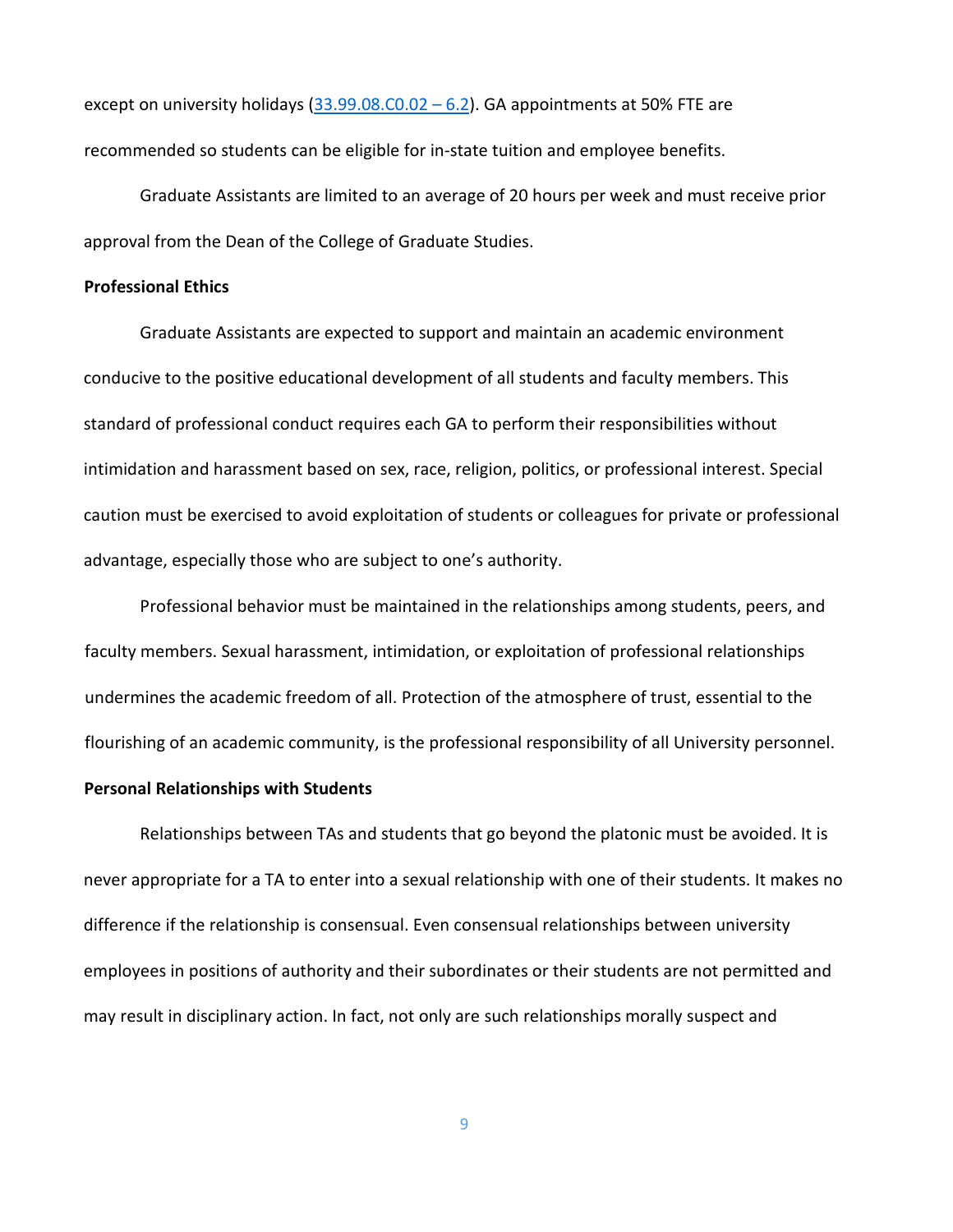except on university holidays (33.99.08.C0.02 – 6.2). GA appointments at 50% FTE are recommended so students can be eligible for in-state tuition and employee benefits.

Graduate Assistants are limited to an average of 20 hours per week and must receive prior approval from the Dean of the College of Graduate Studies.

**Professional Ethics**

Graduate Assistants are expected to support and maintain an academic environment conducive to the positive educational development of all students and faculty members. This standard of professional conduct requires each GA to perform their responsibilities without intimidation and harassment based on sex, race, religion, politics, or professional interest. Special caution must be exercised to avoid exploitation of students or colleagues for private or professional advantage, especially those who are subject to one's authority.

Professional behavior must be maintained in the relationships among students, peers, and faculty members. Sexual harassment, intimidation, or exploitation of professional relationships undermines the academic freedom of all. Protection of the atmosphere of trust, essential to the flourishing of an academic community, is the professional responsibility of all University personnel.

**Personal Relationships with Students**

Relationships between TAs and students that go beyond the platonic must be avoided. It is never appropriate for a TA to enter into a sexual relationship with one of their students. It makes no difference if the relationship is consensual. Even consensual relationships between university employees in positions of authority and their subordinates or their students are not permitted and may result in disciplinary action. In fact, not only are such relationships morally suspect and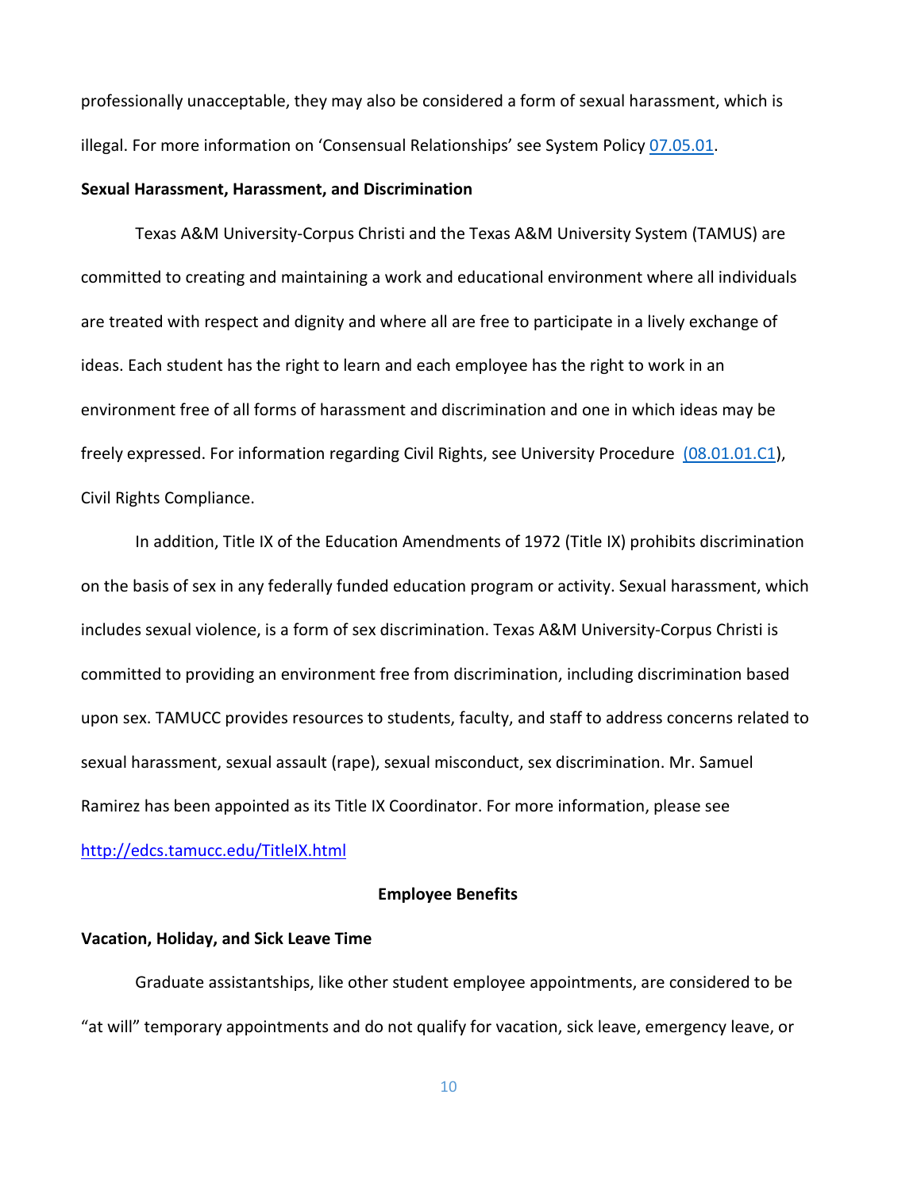professionally unacceptable, they may also be considered a form of sexual harassment, which is illegal. For more information on 'Consensual Relationships' see System Policy [07.05.01](07.05.01).

**Sexual Harassment, Harassment, and Discrimination**

Texas A&M University-Corpus Christi and the Texas A&M University System (TAMUS) are committed to creating and maintaining a work and educational environment where all individuals are treated with respect and dignity and where all are free to participate in a lively exchange of ideas. Each student has the right to learn and each employee has the right to work in an environment free of all forms of harassment and discrimination and one in which ideas may be freely expressed. For information regarding Civil Rights, see University Procedure (08.01.01.C1), Civil Rights Compliance.

In addition, Title IX of the Education Amendments of 1972 (Title IX) prohibits discrimination on the basis of sex in any federally funded education program or activity. Sexual harassment, which includes sexual violence, is a form of sex discrimination. Texas A&M University-Corpus Christi is committed to providing an environment free from discrimination, including discrimination based upon sex. TAMUCC provides resources to students, faculty, and staff to address concerns related to sexual harassment, sexual assault (rape), sexual misconduct, sex discrimination. Mr. Samuel Ramirez has been appointed as its Title IX Coordinator. For more information, please see http://edcs.tamucc.edu/TitleIX.html

## Employee Benefits

**Vacation, Holiday, and Sick Leave Time**

Graduate assistantships, like other student employee appointments, are considered to be "at will" temporary appointments and do not qualify for vacation, sick leave, emergency leave, or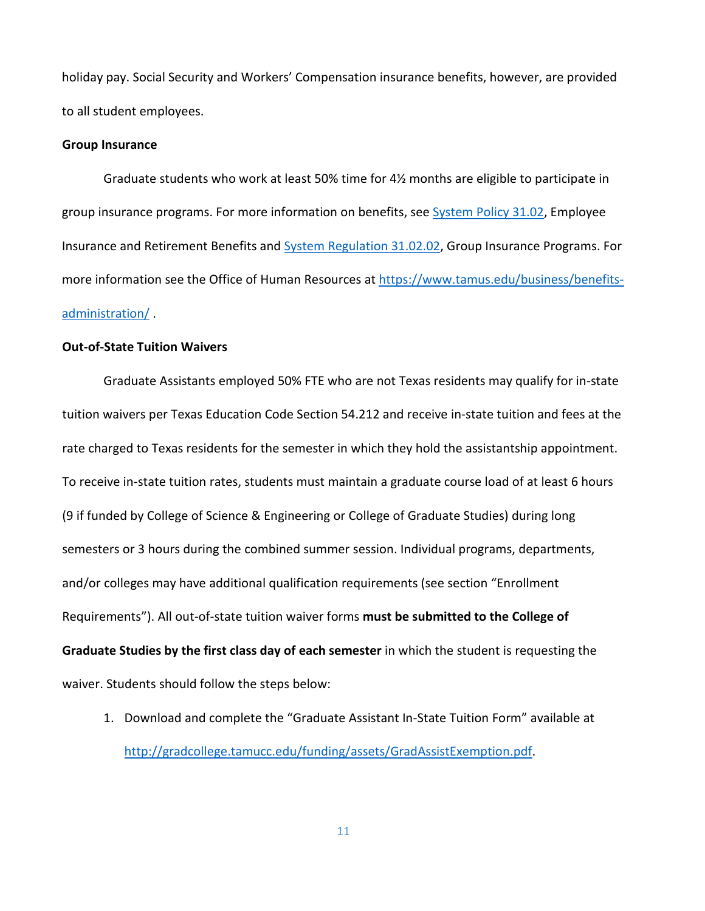holiday pay. Social Security and Workers' Compensation insurance benefits, however, are provided to all student employees.

**Group Insurance**

Graduate students who work at least 50% time for 4½ months are eligible to participate in group insurance programs. For more information on benefits, see [System Policy 31.02](), Employee Insurance and Retirement Benefits and [System Regulation 31.02.02](), Group Insurance Programs. For more information see the Office of Human Resources at [https://www.tamus.edu/business/benefits-administration/](https://www.tamus.edu/business/benefits-administration/) .

**Out-of-State Tuition Waivers**

Graduate Assistants employed 50% FTE who are not Texas residents may qualify for in-state tuition waivers per Texas Education Code Section 54.212 and receive in-state tuition and fees at the rate charged to Texas residents for the semester in which they hold the assistantship appointment. To receive in-state tuition rates, students must maintain a graduate course load of at least 6 hours (9 if funded by College of Science & Engineering or College of Graduate Studies) during long semesters or 3 hours during the combined summer session. Individual programs, departments, and/or colleges may have additional qualification requirements (see section "Enrollment Requirements"). All out-of-state tuition waiver forms **must be submitted to the College of Graduate Studies by the first class day of each semester** in which the student is requesting the waiver. Students should follow the steps below:

1. Download and complete the "Graduate Assistant In-State Tuition Form" available at [http://gradcollege.tamucc.edu/funding/assets/GradAssistExemption.pdf](http://gradcollege.tamucc.edu/funding/assets/GradAssistExemption.pdf).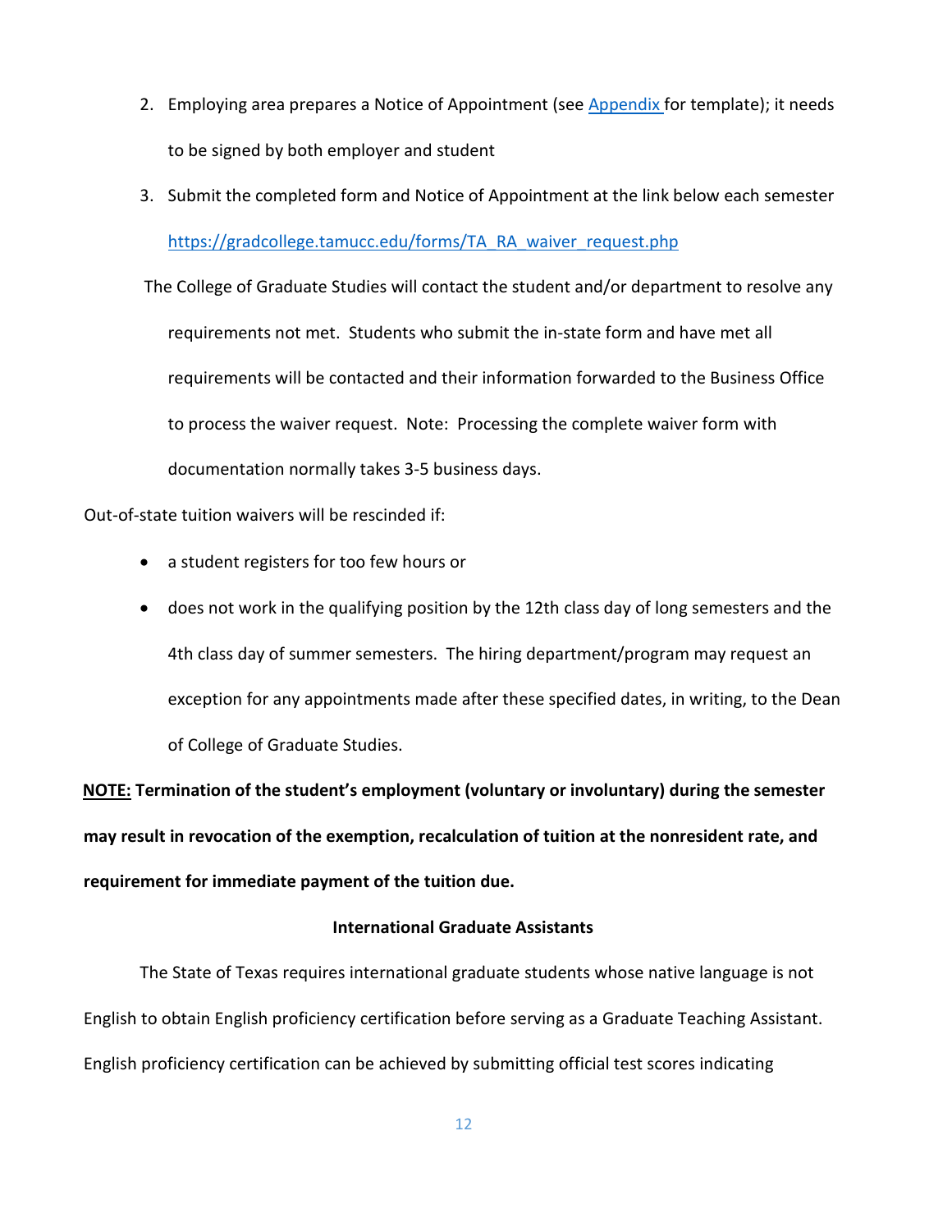2. Employing area prepares a Notice of Appointment (see [Appendix](#) for template); it needs to be signed by both employer and student
3. Submit the completed form and Notice of Appointment at the link below each semester [https://gradcollege.tamucc.edu/forms/TA_RA_waiver_request.php](https://gradcollege.tamucc.edu/forms/TA_RA_waiver_request.php)

The College of Graduate Studies will contact the student and/or department to resolve any requirements not met. Students who submit the in-state form and have met all requirements will be contacted and their information forwarded to the Business Office to process the waiver request. Note: Processing the complete waiver form with documentation normally takes 3-5 business days.

Out-of-state tuition waivers will be rescinded if:

- a student registers for too few hours or
- does not work in the qualifying position by the 12th class day of long semesters and the 4th class day of summer semesters. The hiring department/program may request an exception for any appointments made after these specified dates, in writing, to the Dean of College of Graduate Studies.

**<u>NOTE:</u> Termination of the student's employment (voluntary or involuntary) during the semester may result in revocation of the exemption, recalculation of tuition at the nonresident rate, and requirement for immediate payment of the tuition due.**

### International Graduate Assistants

The State of Texas requires international graduate students whose native language is not English to obtain English proficiency certification before serving as a Graduate Teaching Assistant. English proficiency certification can be achieved by submitting official test scores indicating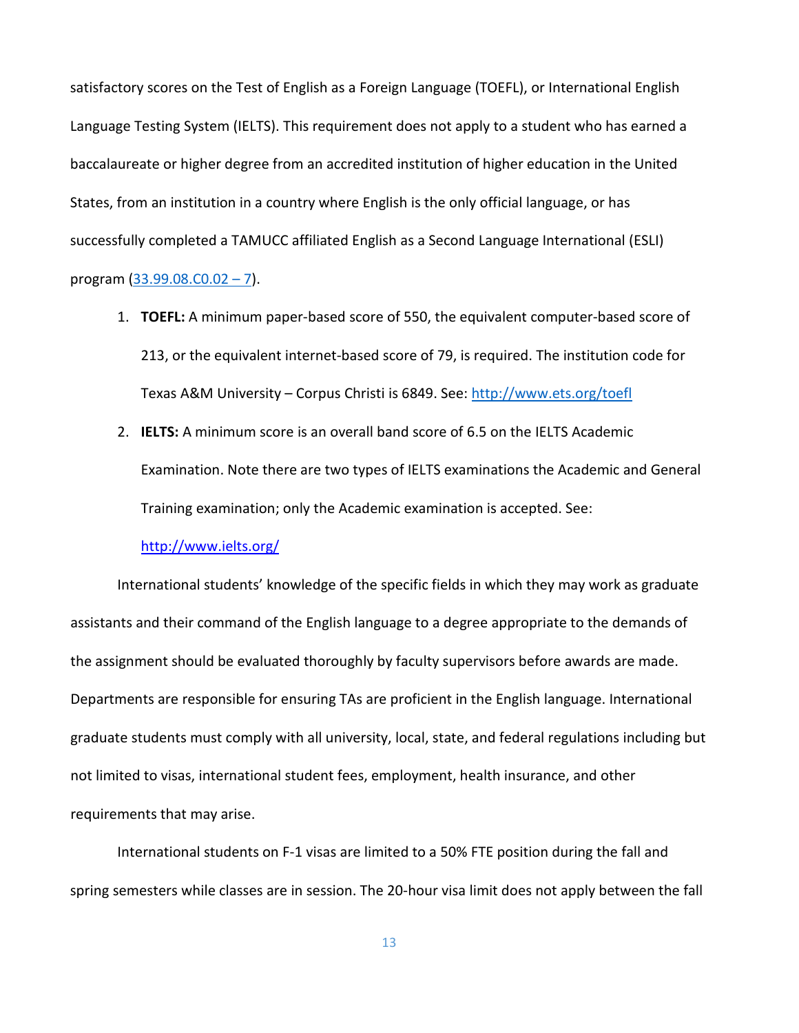satisfactory scores on the Test of English as a Foreign Language (TOEFL), or International English Language Testing System (IELTS). This requirement does not apply to a student who has earned a baccalaureate or higher degree from an accredited institution of higher education in the United States, from an institution in a country where English is the only official language, or has successfully completed a TAMUCC affiliated English as a Second Language International (ESLI) program (33.99.08.C0.02 – 7).

1. **TOEFL:** A minimum paper-based score of 550, the equivalent computer-based score of 213, or the equivalent internet-based score of 79, is required. The institution code for Texas A&M University – Corpus Christi is 6849. See: http://www.ets.org/toefl
2. **IELTS:** A minimum score is an overall band score of 6.5 on the IELTS Academic Examination. Note there are two types of IELTS examinations the Academic and General Training examination; only the Academic examination is accepted. See: http://www.ielts.org/

International students' knowledge of the specific fields in which they may work as graduate assistants and their command of the English language to a degree appropriate to the demands of the assignment should be evaluated thoroughly by faculty supervisors before awards are made. Departments are responsible for ensuring TAs are proficient in the English language. International graduate students must comply with all university, local, state, and federal regulations including but not limited to visas, international student fees, employment, health insurance, and other requirements that may arise.

International students on F-1 visas are limited to a 50% FTE position during the fall and spring semesters while classes are in session. The 20-hour visa limit does not apply between the fall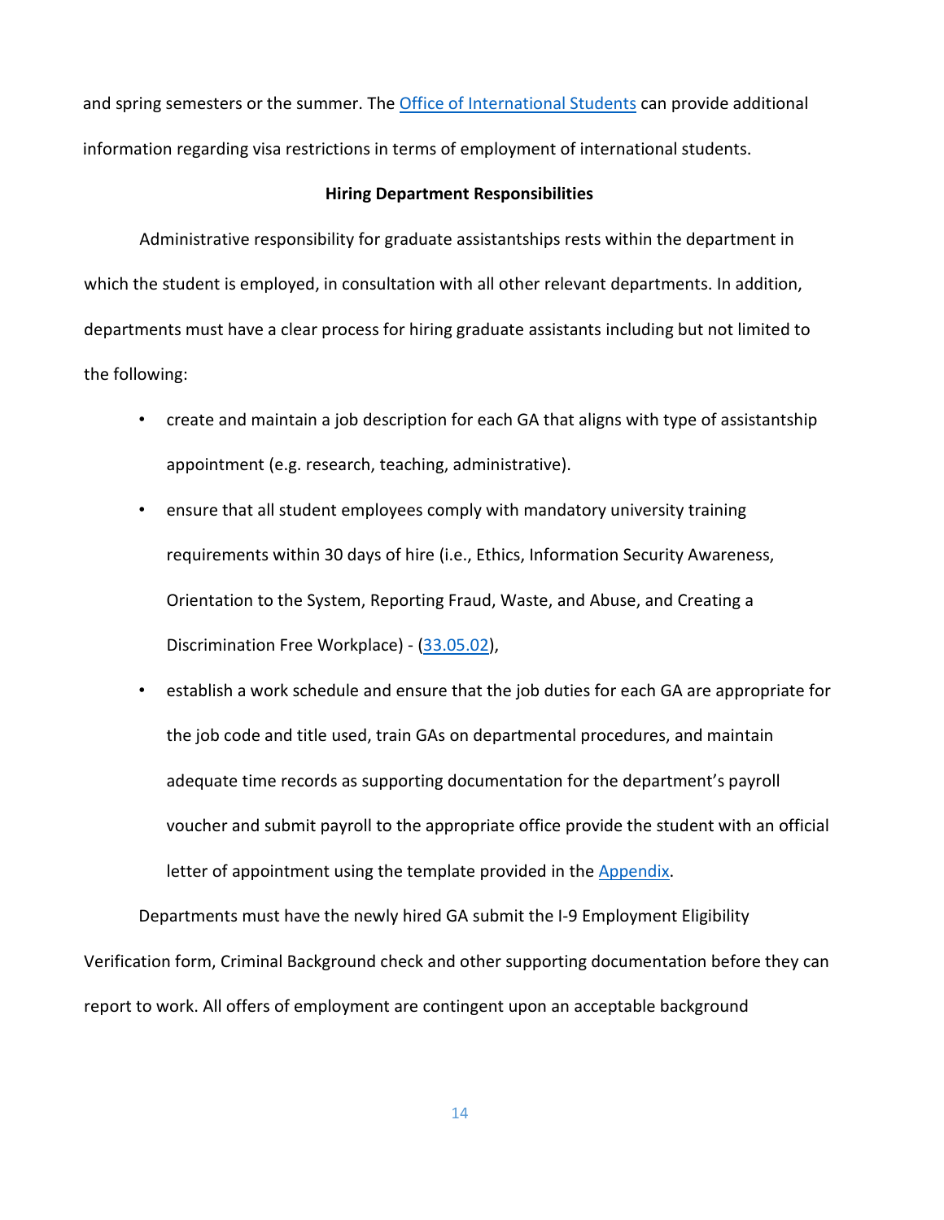and spring semesters or the summer. The Office of International Students can provide additional information regarding visa restrictions in terms of employment of international students.

**Hiring Department Responsibilities**

Administrative responsibility for graduate assistantships rests within the department in which the student is employed, in consultation with all other relevant departments. In addition, departments must have a clear process for hiring graduate assistants including but not limited to the following:

- create and maintain a job description for each GA that aligns with type of assistantship appointment (e.g. research, teaching, administrative).
- ensure that all student employees comply with mandatory university training requirements within 30 days of hire (i.e., Ethics, Information Security Awareness, Orientation to the System, Reporting Fraud, Waste, and Abuse, and Creating a Discrimination Free Workplace) - (33.05.02),
- establish a work schedule and ensure that the job duties for each GA are appropriate for the job code and title used, train GAs on departmental procedures, and maintain adequate time records as supporting documentation for the department's payroll voucher and submit payroll to the appropriate office provide the student with an official letter of appointment using the template provided in the Appendix.

Departments must have the newly hired GA submit the I-9 Employment Eligibility Verification form, Criminal Background check and other supporting documentation before they can report to work. All offers of employment are contingent upon an acceptable background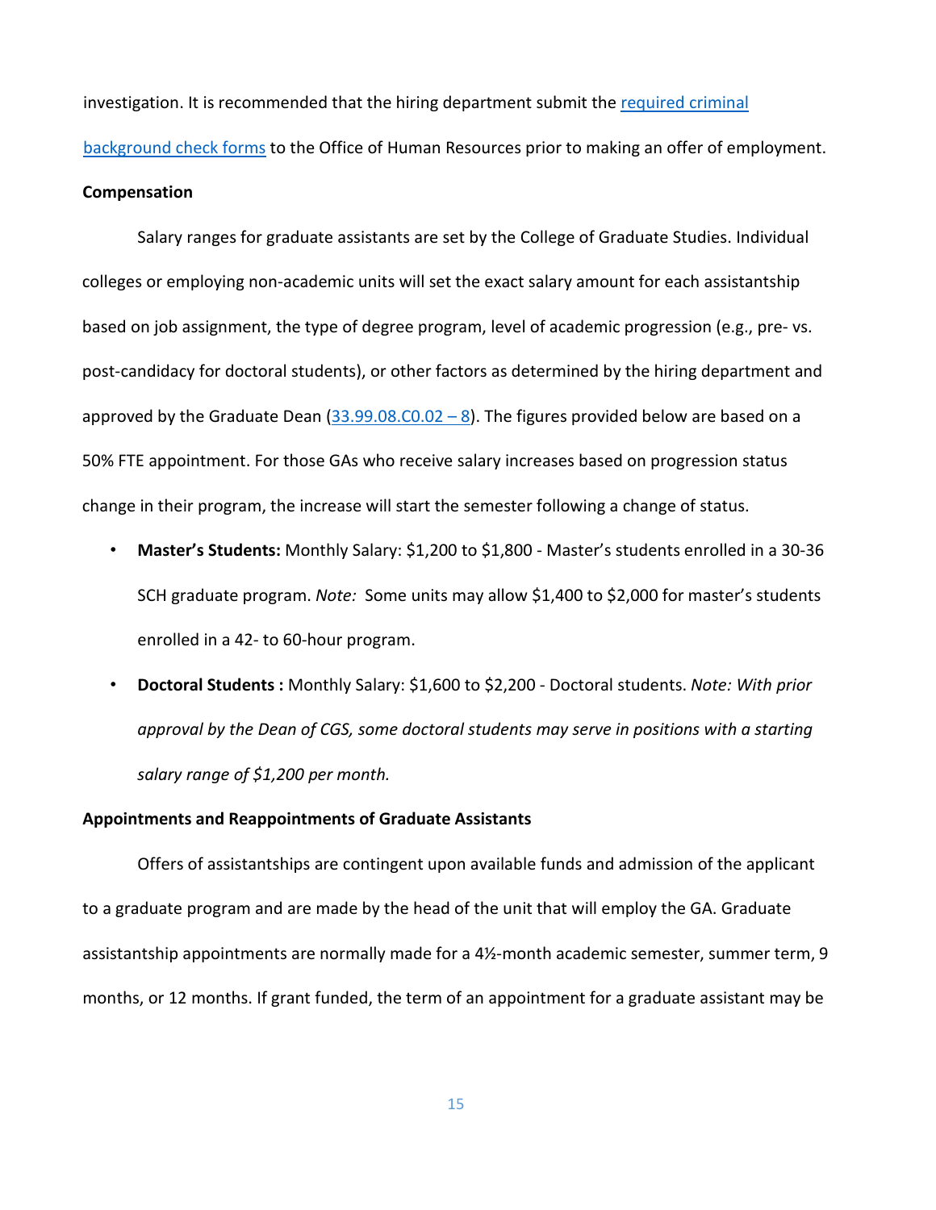investigation. It is recommended that the hiring department submit the [required criminal background check forms]() to the Office of Human Resources prior to making an offer of employment.

**Compensation**

Salary ranges for graduate assistants are set by the College of Graduate Studies. Individual colleges or employing non-academic units will set the exact salary amount for each assistantship based on job assignment, the type of degree program, level of academic progression (e.g., pre- vs. post-candidacy for doctoral students), or other factors as determined by the hiring department and approved by the Graduate Dean ([33.99.08.C0.02 – 8]()). The figures provided below are based on a 50% FTE appointment. For those GAs who receive salary increases based on progression status change in their program, the increase will start the semester following a change of status.

- **Master's Students:** Monthly Salary: $1,200 to $1,800 - Master's students enrolled in a 30-36 SCH graduate program. *Note:* Some units may allow $1,400 to $2,000 for master's students enrolled in a 42- to 60-hour program.
- **Doctoral Students :** Monthly Salary: $1,600 to $2,200 - Doctoral students. *Note: With prior approval by the Dean of CGS, some doctoral students may serve in positions with a starting salary range of $1,200 per month.*

**Appointments and Reappointments of Graduate Assistants**

Offers of assistantships are contingent upon available funds and admission of the applicant to a graduate program and are made by the head of the unit that will employ the GA. Graduate assistantship appointments are normally made for a 4½-month academic semester, summer term, 9 months, or 12 months. If grant funded, the term of an appointment for a graduate assistant may be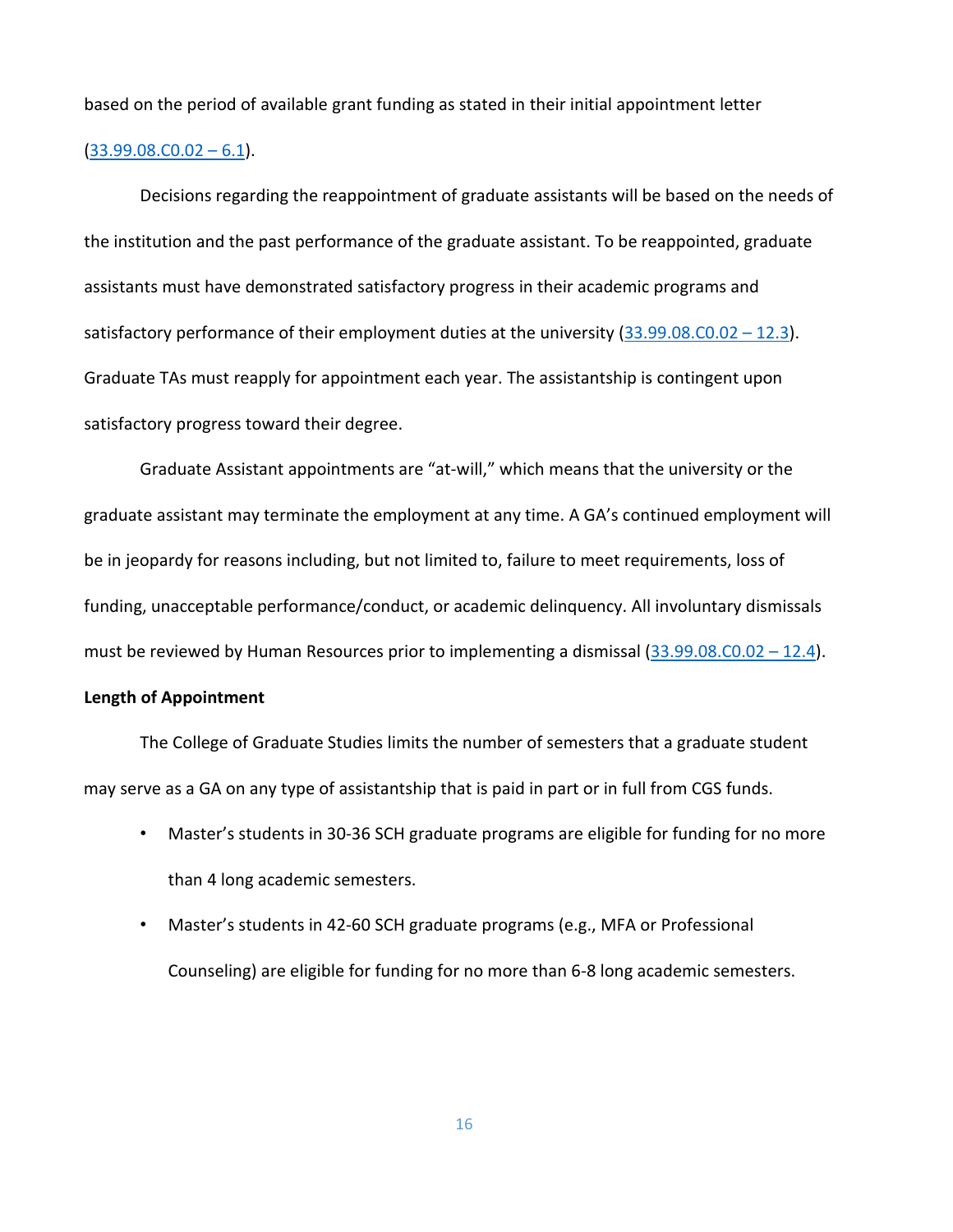based on the period of available grant funding as stated in their initial appointment letter (33.99.08.C0.02 – 6.1).

Decisions regarding the reappointment of graduate assistants will be based on the needs of the institution and the past performance of the graduate assistant. To be reappointed, graduate assistants must have demonstrated satisfactory progress in their academic programs and satisfactory performance of their employment duties at the university (33.99.08.C0.02 – 12.3). Graduate TAs must reapply for appointment each year. The assistantship is contingent upon satisfactory progress toward their degree.

Graduate Assistant appointments are "at-will," which means that the university or the graduate assistant may terminate the employment at any time. A GA's continued employment will be in jeopardy for reasons including, but not limited to, failure to meet requirements, loss of funding, unacceptable performance/conduct, or academic delinquency. All involuntary dismissals must be reviewed by Human Resources prior to implementing a dismissal (33.99.08.C0.02 – 12.4).

**Length of Appointment**

The College of Graduate Studies limits the number of semesters that a graduate student may serve as a GA on any type of assistantship that is paid in part or in full from CGS funds.

- Master's students in 30-36 SCH graduate programs are eligible for funding for no more than 4 long academic semesters.
- Master's students in 42-60 SCH graduate programs (e.g., MFA or Professional Counseling) are eligible for funding for no more than 6-8 long academic semesters.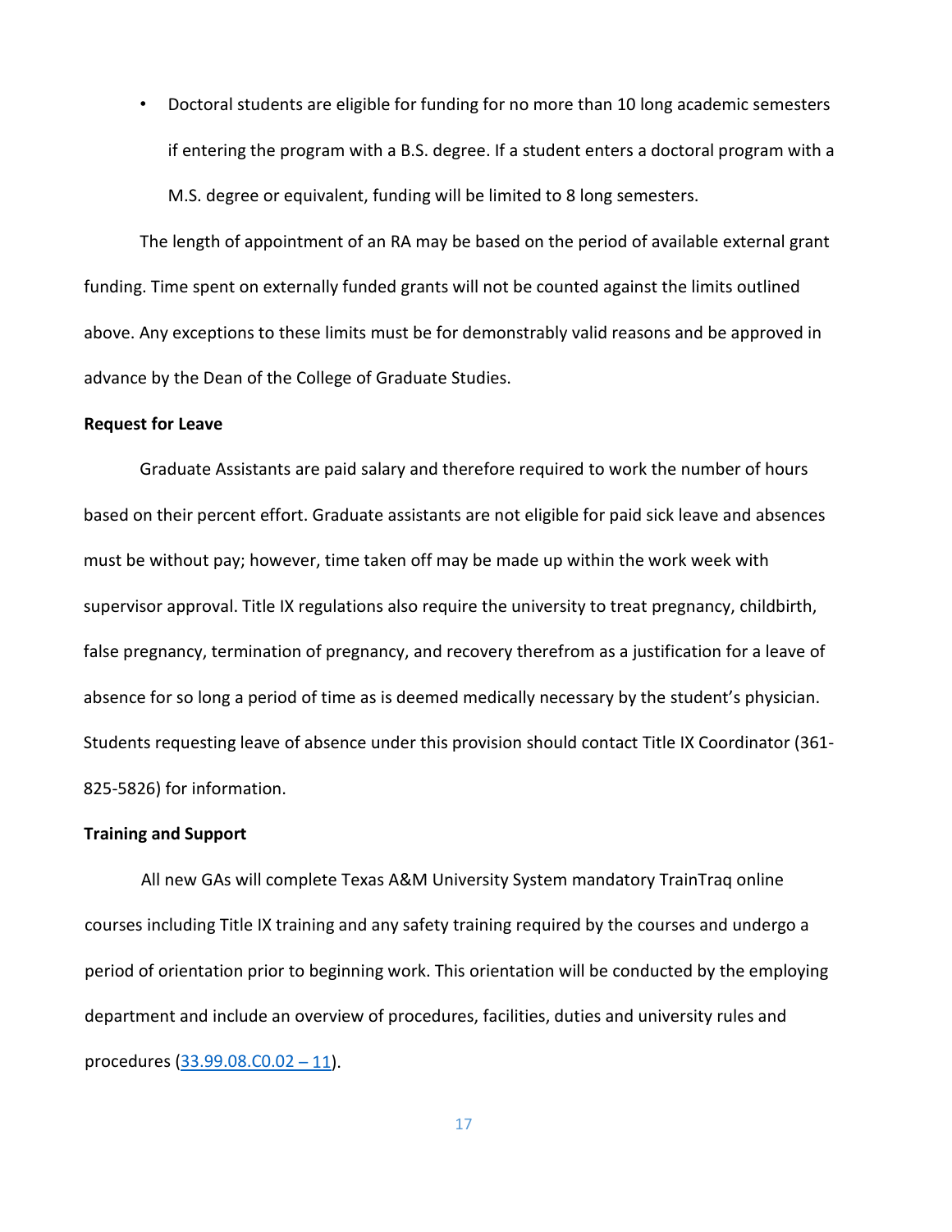- Doctoral students are eligible for funding for no more than 10 long academic semesters if entering the program with a B.S. degree. If a student enters a doctoral program with a M.S. degree or equivalent, funding will be limited to 8 long semesters.

The length of appointment of an RA may be based on the period of available external grant funding. Time spent on externally funded grants will not be counted against the limits outlined above. Any exceptions to these limits must be for demonstrably valid reasons and be approved in advance by the Dean of the College of Graduate Studies.

**Request for Leave**

Graduate Assistants are paid salary and therefore required to work the number of hours based on their percent effort. Graduate assistants are not eligible for paid sick leave and absences must be without pay; however, time taken off may be made up within the work week with supervisor approval. Title IX regulations also require the university to treat pregnancy, childbirth, false pregnancy, termination of pregnancy, and recovery therefrom as a justification for a leave of absence for so long a period of time as is deemed medically necessary by the student's physician. Students requesting leave of absence under this provision should contact Title IX Coordinator (361-825-5826) for information.

**Training and Support**

All new GAs will complete Texas A&M University System mandatory TrainTraq online courses including Title IX training and any safety training required by the courses and undergo a period of orientation prior to beginning work. This orientation will be conducted by the employing department and include an overview of procedures, facilities, duties and university rules and procedures (33.99.08.C0.02 – 11).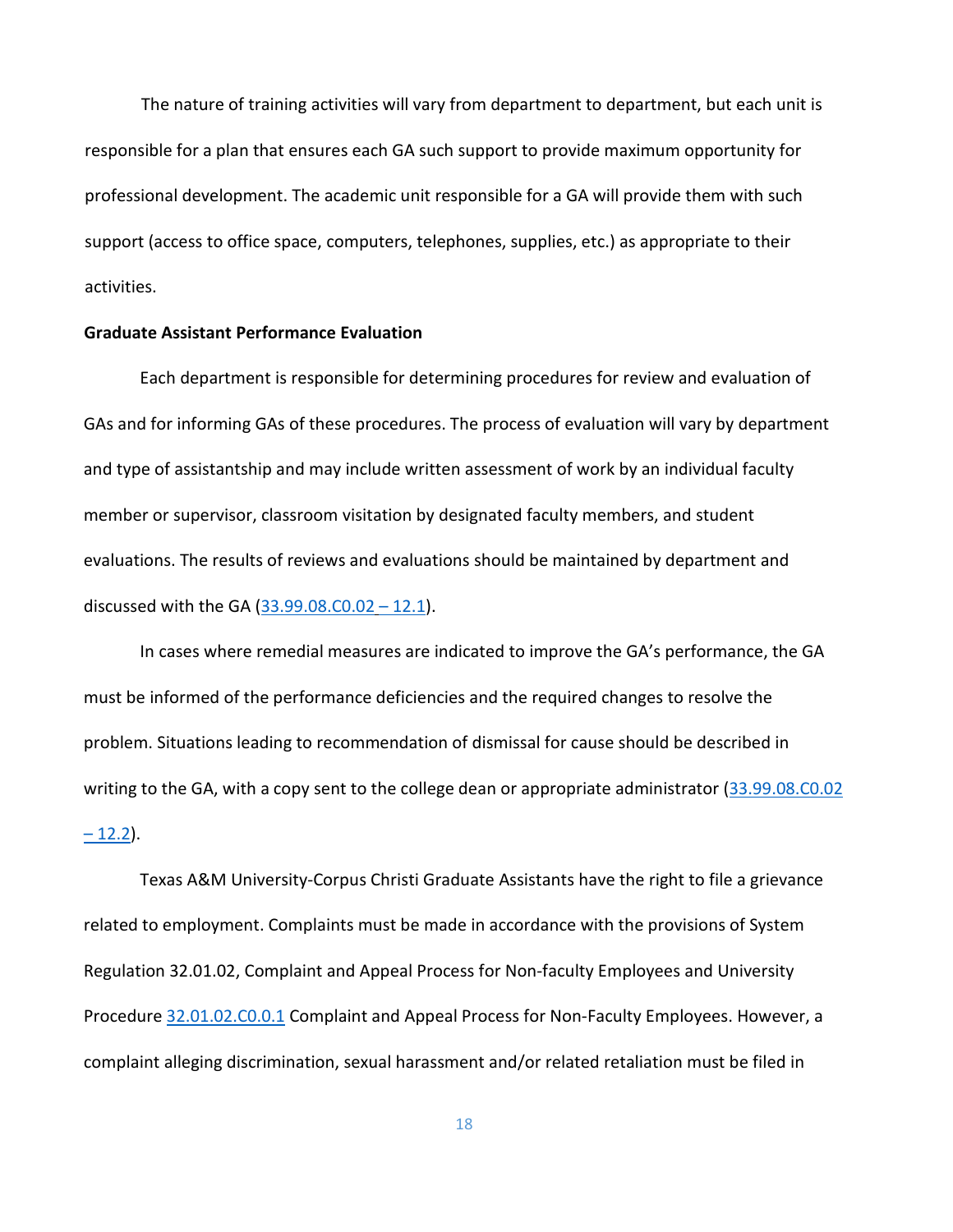The nature of training activities will vary from department to department, but each unit is responsible for a plan that ensures each GA such support to provide maximum opportunity for professional development. The academic unit responsible for a GA will provide them with such support (access to office space, computers, telephones, supplies, etc.) as appropriate to their activities.

**Graduate Assistant Performance Evaluation**

Each department is responsible for determining procedures for review and evaluation of GAs and for informing GAs of these procedures. The process of evaluation will vary by department and type of assistantship and may include written assessment of work by an individual faculty member or supervisor, classroom visitation by designated faculty members, and student evaluations. The results of reviews and evaluations should be maintained by department and discussed with the GA (33.99.08.C0.02 – 12.1).

In cases where remedial measures are indicated to improve the GA's performance, the GA must be informed of the performance deficiencies and the required changes to resolve the problem. Situations leading to recommendation of dismissal for cause should be described in writing to the GA, with a copy sent to the college dean or appropriate administrator (33.99.08.C0.02 – 12.2).

Texas A&M University-Corpus Christi Graduate Assistants have the right to file a grievance related to employment. Complaints must be made in accordance with the provisions of System Regulation 32.01.02, Complaint and Appeal Process for Non-faculty Employees and University Procedure 32.01.02.C0.0.1 Complaint and Appeal Process for Non-Faculty Employees. However, a complaint alleging discrimination, sexual harassment and/or related retaliation must be filed in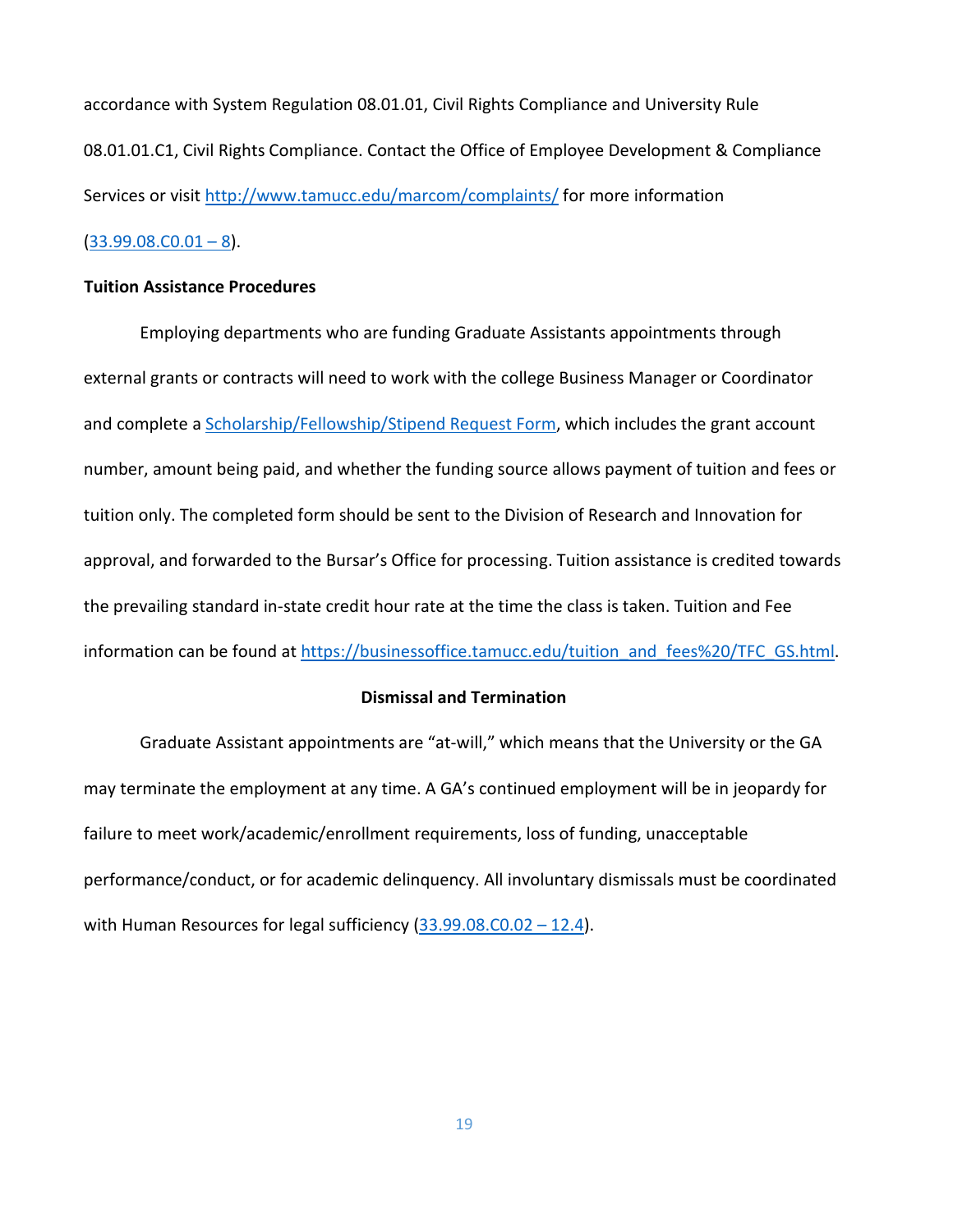accordance with System Regulation 08.01.01, Civil Rights Compliance and University Rule 08.01.01.C1, Civil Rights Compliance. Contact the Office of Employee Development & Compliance Services or visit [http://www.tamucc.edu/marcom/complaints/](http://www.tamucc.edu/marcom/complaints/) for more information (33.99.08.C0.01 – 8).

**Tuition Assistance Procedures**

Employing departments who are funding Graduate Assistants appointments through external grants or contracts will need to work with the college Business Manager or Coordinator and complete a Scholarship/Fellowship/Stipend Request Form, which includes the grant account number, amount being paid, and whether the funding source allows payment of tuition and fees or tuition only. The completed form should be sent to the Division of Research and Innovation for approval, and forwarded to the Bursar's Office for processing. Tuition assistance is credited towards the prevailing standard in-state credit hour rate at the time the class is taken. Tuition and Fee information can be found at [https://businessoffice.tamucc.edu/tuition_and_fees%20/TFC_GS.html](https://businessoffice.tamucc.edu/tuition_and_fees%20/TFC_GS.html).

## Dismissal and Termination

Graduate Assistant appointments are "at-will," which means that the University or the GA may terminate the employment at any time. A GA's continued employment will be in jeopardy for failure to meet work/academic/enrollment requirements, loss of funding, unacceptable performance/conduct, or for academic delinquency. All involuntary dismissals must be coordinated with Human Resources for legal sufficiency (33.99.08.C0.02 – 12.4).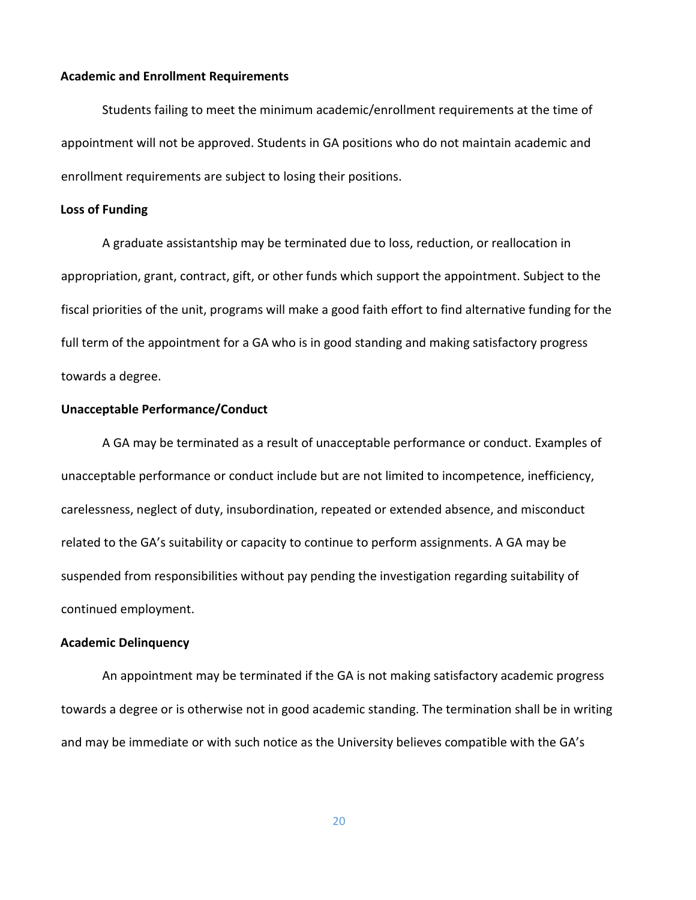**Academic and Enrollment Requirements**

Students failing to meet the minimum academic/enrollment requirements at the time of appointment will not be approved. Students in GA positions who do not maintain academic and enrollment requirements are subject to losing their positions.

**Loss of Funding**

A graduate assistantship may be terminated due to loss, reduction, or reallocation in appropriation, grant, contract, gift, or other funds which support the appointment. Subject to the fiscal priorities of the unit, programs will make a good faith effort to find alternative funding for the full term of the appointment for a GA who is in good standing and making satisfactory progress towards a degree.

**Unacceptable Performance/Conduct**

A GA may be terminated as a result of unacceptable performance or conduct. Examples of unacceptable performance or conduct include but are not limited to incompetence, inefficiency, carelessness, neglect of duty, insubordination, repeated or extended absence, and misconduct related to the GA's suitability or capacity to continue to perform assignments. A GA may be suspended from responsibilities without pay pending the investigation regarding suitability of continued employment.

**Academic Delinquency**

An appointment may be terminated if the GA is not making satisfactory academic progress towards a degree or is otherwise not in good academic standing. The termination shall be in writing and may be immediate or with such notice as the University believes compatible with the GA's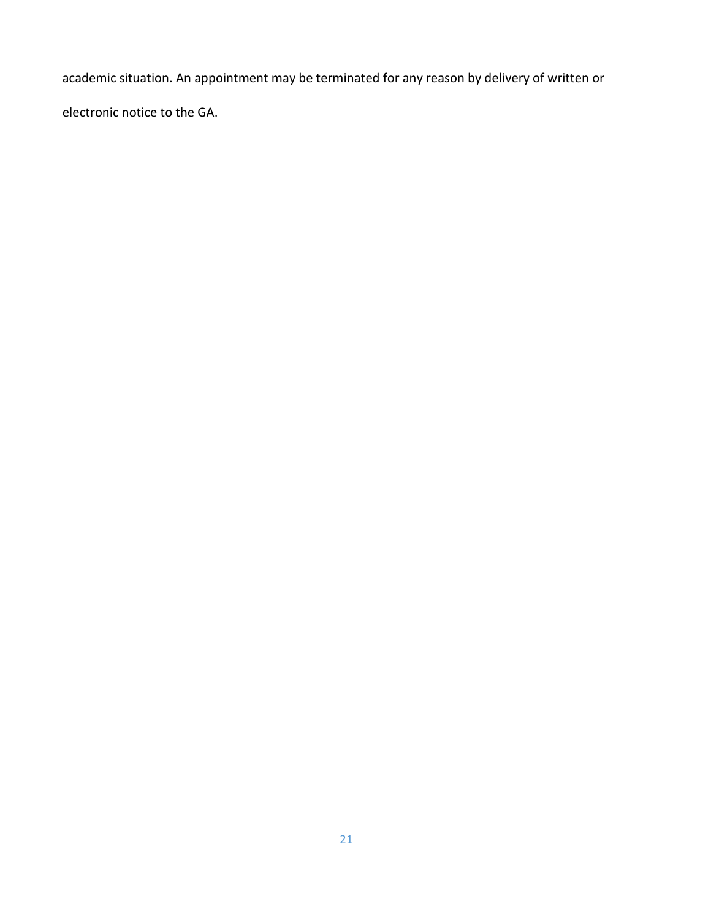academic situation. An appointment may be terminated for any reason by delivery of written or electronic notice to the GA.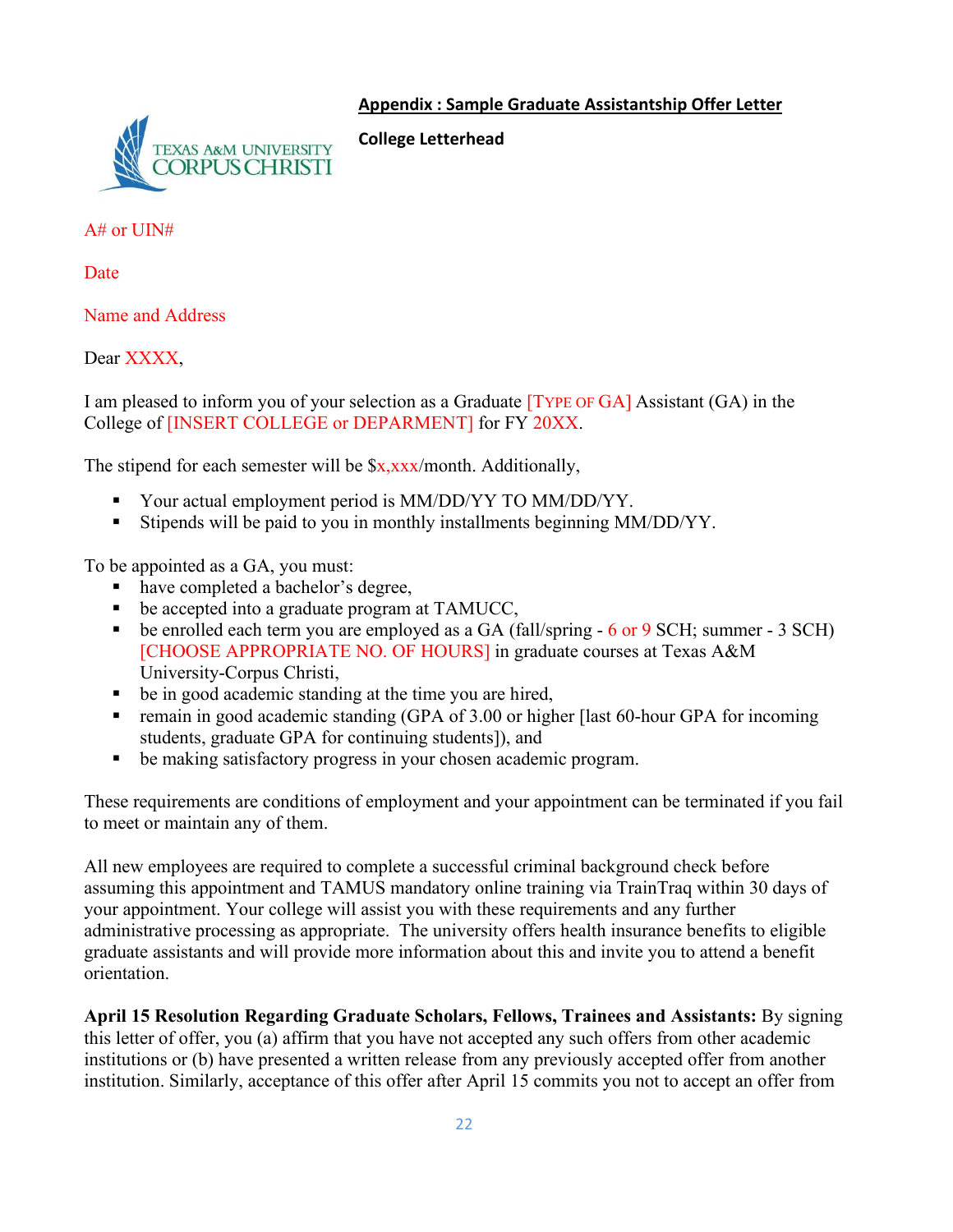**Appendix : Sample Graduate Assistantship Offer Letter**

**College Letterhead**

TEXAS A&M UNIVERSITY CORPUS CHRISTI

A# or UIN#

Date

Name and Address

Dear XXXX,

I am pleased to inform you of your selection as a Graduate [TYPE OF GA] Assistant (GA) in the College of [INSERT COLLEGE or DEPARMENT] for FY 20XX.

The stipend for each semester will be $x,xxx/month. Additionally,

- Your actual employment period is MM/DD/YY TO MM/DD/YY.
- Stipends will be paid to you in monthly installments beginning MM/DD/YY.

To be appointed as a GA, you must:

- have completed a bachelor's degree,
- be accepted into a graduate program at TAMUCC,
- be enrolled each term you are employed as a GA (fall/spring - 6 or 9 SCH; summer - 3 SCH) [CHOOSE APPROPRIATE NO. OF HOURS] in graduate courses at Texas A&M University-Corpus Christi,
- be in good academic standing at the time you are hired,
- remain in good academic standing (GPA of 3.00 or higher [last 60-hour GPA for incoming students, graduate GPA for continuing students]), and
- be making satisfactory progress in your chosen academic program.

These requirements are conditions of employment and your appointment can be terminated if you fail to meet or maintain any of them.

All new employees are required to complete a successful criminal background check before assuming this appointment and TAMUS mandatory online training via TrainTraq within 30 days of your appointment. Your college will assist you with these requirements and any further administrative processing as appropriate. The university offers health insurance benefits to eligible graduate assistants and will provide more information about this and invite you to attend a benefit orientation.

**April 15 Resolution Regarding Graduate Scholars, Fellows, Trainees and Assistants:** By signing this letter of offer, you (a) affirm that you have not accepted any such offers from other academic institutions or (b) have presented a written release from any previously accepted offer from another institution. Similarly, acceptance of this offer after April 15 commits you not to accept an offer from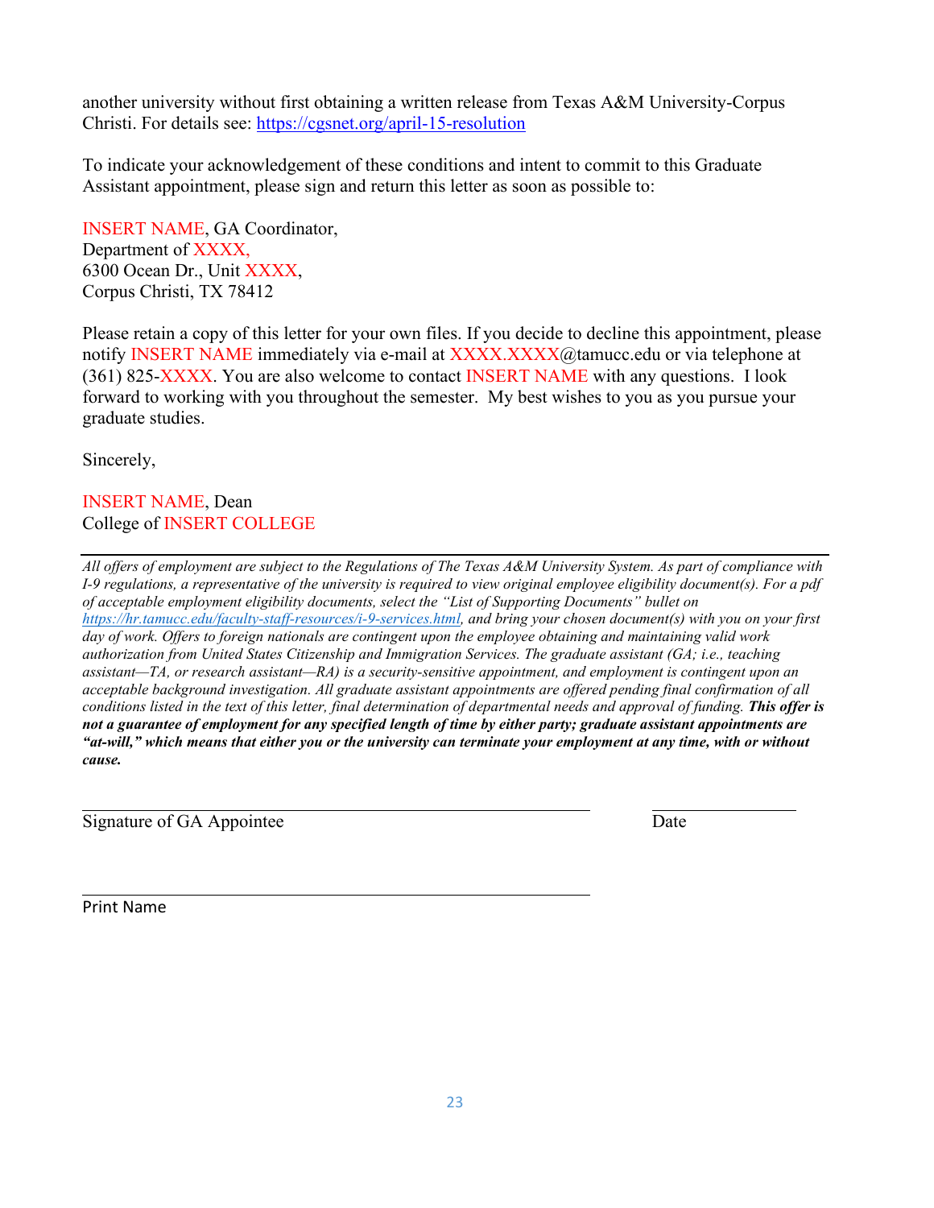another university without first obtaining a written release from Texas A&M University-Corpus Christi. For details see: https://cgsnet.org/april-15-resolution

To indicate your acknowledgement of these conditions and intent to commit to this Graduate Assistant appointment, please sign and return this letter as soon as possible to:

INSERT NAME, GA Coordinator,
Department of XXXX,
6300 Ocean Dr., Unit XXXX,
Corpus Christi, TX 78412

Please retain a copy of this letter for your own files. If you decide to decline this appointment, please notify INSERT NAME immediately via e-mail at XXXX.XXXX@tamucc.edu or via telephone at (361) 825-XXXX. You are also welcome to contact INSERT NAME with any questions. I look forward to working with you throughout the semester. My best wishes to you as you pursue your graduate studies.

Sincerely,

INSERT NAME, Dean
College of INSERT COLLEGE

---

*All offers of employment are subject to the Regulations of The Texas A&M University System. As part of compliance with I-9 regulations, a representative of the university is required to view original employee eligibility document(s). For a pdf of acceptable employment eligibility documents, select the "List of Supporting Documents" bullet on https://hr.tamucc.edu/faculty-staff-resources/i-9-services.html, and bring your chosen document(s) with you on your first day of work. Offers to foreign nationals are contingent upon the employee obtaining and maintaining valid work authorization from United States Citizenship and Immigration Services. The graduate assistant (GA; i.e., teaching assistant—TA, or research assistant—RA) is a security-sensitive appointment, and employment is contingent upon an acceptable background investigation. All graduate assistant appointments are offered pending final confirmation of all conditions listed in the text of this letter, final determination of departmental needs and approval of funding.* ***This offer is not a guarantee of employment for any specified length of time by either party; graduate assistant appointments are "at-will," which means that either you or the university can terminate your employment at any time, with or without cause.***

Signature of GA Appointee ______________________ Date __________

Print Name ______________________